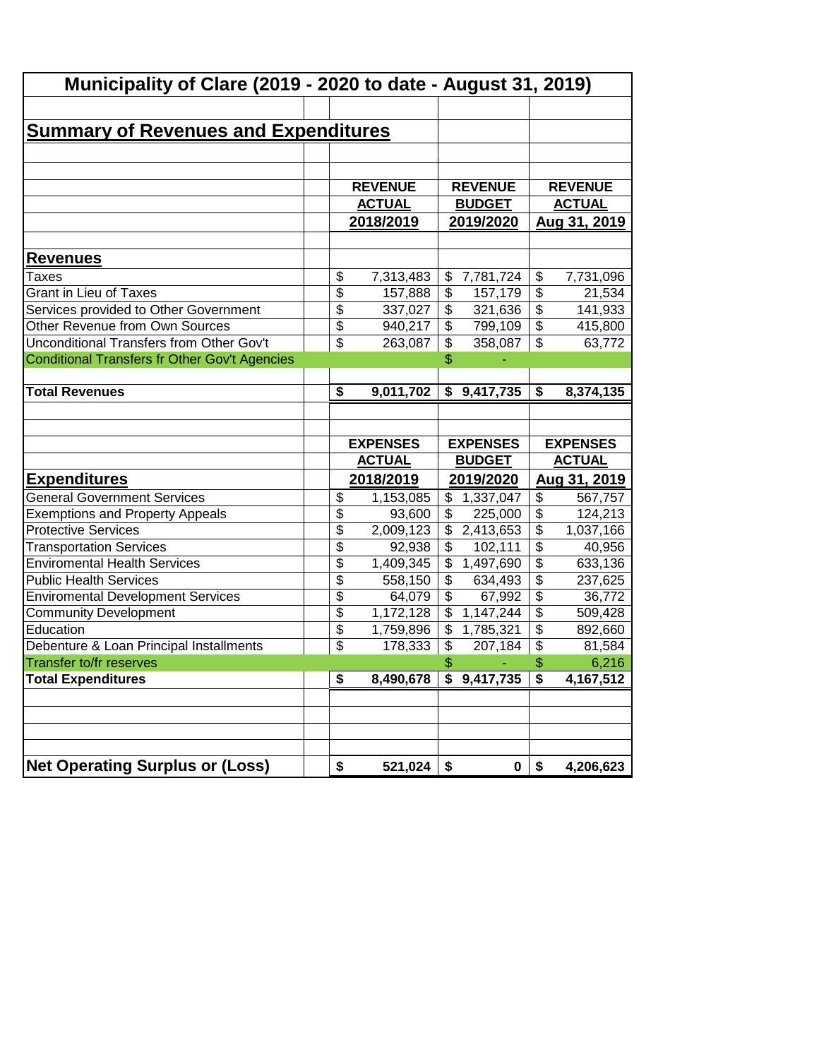# Municipality of Clare (2019 - 2020 to date - August 31, 2019)

## Summary of Revenues and Expenditures

| | REVENUE ACTUAL 2018/2019 | REVENUE BUDGET 2019/2020 | REVENUE ACTUAL Aug 31, 2019 |
|---|---|---|---|
| **Revenues** | | | |
| Taxes | $ 7,313,483 | $ 7,781,724 | $ 7,731,096 |
| Grant in Lieu of Taxes | $ 157,888 | $ 157,179 | $ 21,534 |
| Services provided to Other Government | $ 337,027 | $ 321,636 | $ 141,933 |
| Other Revenue from Own Sources | $ 940,217 | $ 799,109 | $ 415,800 |
| Unconditional Transfers from Other Gov't | $ 263,087 | $ 358,087 | $ 63,772 |
| Conditional Transfers fr Other Gov't Agencies | | $ - | |
| **Total Revenues** | **$ 9,011,702** | **$ 9,417,735** | **$ 8,374,135** |

| | EXPENSES ACTUAL 2018/2019 | EXPENSES BUDGET 2019/2020 | EXPENSES ACTUAL Aug 31, 2019 |
|---|---|---|---|
| **Expenditures** | | | |
| General Government Services | $ 1,153,085 | $ 1,337,047 | $ 567,757 |
| Exemptions and Property Appeals | $ 93,600 | $ 225,000 | $ 124,213 |
| Protective Services | $ 2,009,123 | $ 2,413,653 | $ 1,037,166 |
| Transportation Services | $ 92,938 | $ 102,111 | $ 40,956 |
| Enviromental Health Services | $ 1,409,345 | $ 1,497,690 | $ 633,136 |
| Public Health Services | $ 558,150 | $ 634,493 | $ 237,625 |
| Enviromental Development Services | $ 64,079 | $ 67,992 | $ 36,772 |
| Community Development | $ 1,172,128 | $ 1,147,244 | $ 509,428 |
| Education | $ 1,759,896 | $ 1,785,321 | $ 892,660 |
| Debenture & Loan Principal Installments | $ 178,333 | $ 207,184 | $ 81,584 |
| Transfer to/fr reserves | | $ - | $ 6,216 |
| **Total Expenditures** | **$ 8,490,678** | **$ 9,417,735** | **$ 4,167,512** |
| | | | |
| **Net Operating Surplus or (Loss)** | **$ 521,024** | **$ 0** | **$ 4,206,623** |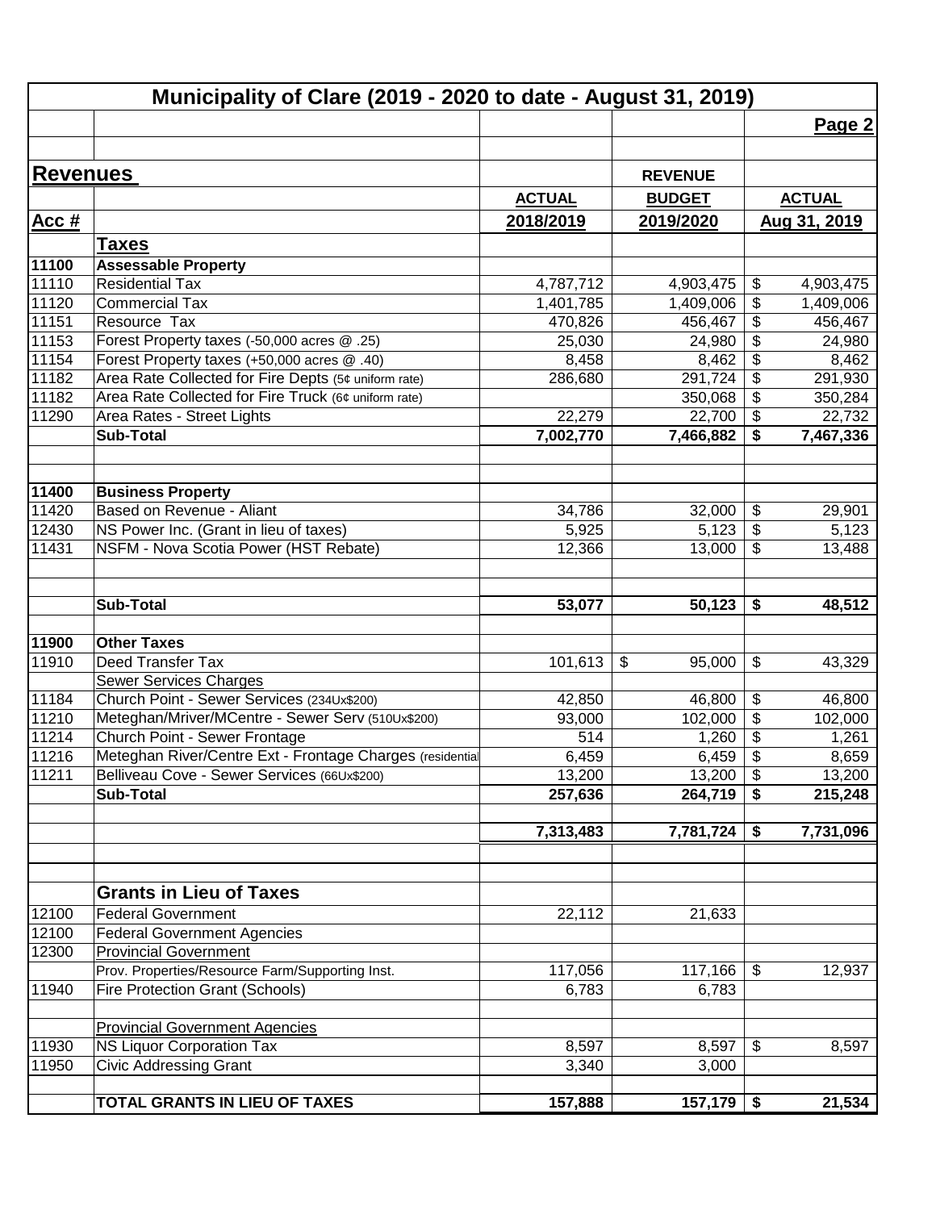# Municipality of Clare (2019 - 2020 to date - August 31, 2019)

Page 2

| Acc # | Revenues | ACTUAL 2018/2019 | REVENUE BUDGET 2019/2020 | ACTUAL Aug 31, 2019 |
|---|---|---|---|---|
| | **Taxes** | | | |
| **11100** | **Assessable Property** | | | |
| 11110 | Residential Tax | 4,787,712 | 4,903,475 | $ 4,903,475 |
| 11120 | Commercial Tax | 1,401,785 | 1,409,006 | $ 1,409,006 |
| 11151 | Resource Tax | 470,826 | 456,467 | $ 456,467 |
| 11153 | Forest Property taxes (-50,000 acres @ .25) | 25,030 | 24,980 | $ 24,980 |
| 11154 | Forest Property taxes (+50,000 acres @ .40) | 8,458 | 8,462 | $ 8,462 |
| 11182 | Area Rate Collected for Fire Depts (5¢ uniform rate) | 286,680 | 291,724 | $ 291,930 |
| 11182 | Area Rate Collected for Fire Truck (6¢ uniform rate) | | 350,068 | $ 350,284 |
| 11290 | Area Rates - Street Lights | 22,279 | 22,700 | $ 22,732 |
| | **Sub-Total** | **7,002,770** | **7,466,882** | **$ 7,467,336** |
| **11400** | **Business Property** | | | |
| 11420 | Based on Revenue - Aliant | 34,786 | 32,000 | $ 29,901 |
| 12430 | NS Power Inc. (Grant in lieu of taxes) | 5,925 | 5,123 | $ 5,123 |
| 11431 | NSFM - Nova Scotia Power (HST Rebate) | 12,366 | 13,000 | $ 13,488 |
| | **Sub-Total** | **53,077** | **50,123** | **$ 48,512** |
| **11900** | **Other Taxes** | | | |
| 11910 | Deed Transfer Tax | 101,613 | $ 95,000 | $ 43,329 |
| | Sewer Services Charges | | | |
| 11184 | Church Point - Sewer Services (234Ux$200) | 42,850 | 46,800 | $ 46,800 |
| 11210 | Meteghan/Mriver/MCentre - Sewer Serv (510Ux$200) | 93,000 | 102,000 | $ 102,000 |
| 11214 | Church Point - Sewer Frontage | 514 | 1,260 | $ 1,261 |
| 11216 | Meteghan River/Centre Ext - Frontage Charges (residential | 6,459 | 6,459 | $ 8,659 |
| 11211 | Belliveau Cove - Sewer Services (66Ux$200) | 13,200 | 13,200 | $ 13,200 |
| | **Sub-Total** | **257,636** | **264,719** | **$ 215,248** |
| | | **7,313,483** | **7,781,724** | **$ 7,731,096** |
| | **Grants in Lieu of Taxes** | | | |
| 12100 | Federal Government | 22,112 | 21,633 | |
| 12100 | Federal Government Agencies | | | |
| 12300 | Provincial Government | | | |
| | Prov. Properties/Resource Farm/Supporting Inst. | 117,056 | 117,166 | $ 12,937 |
| 11940 | Fire Protection Grant (Schools) | 6,783 | 6,783 | |
| | Provincial Government Agencies | | | |
| 11930 | NS Liquor Corporation Tax | 8,597 | 8,597 | $ 8,597 |
| 11950 | Civic Addressing Grant | 3,340 | 3,000 | |
| | **TOTAL GRANTS IN LIEU OF TAXES** | **157,888** | **157,179** | **$ 21,534** |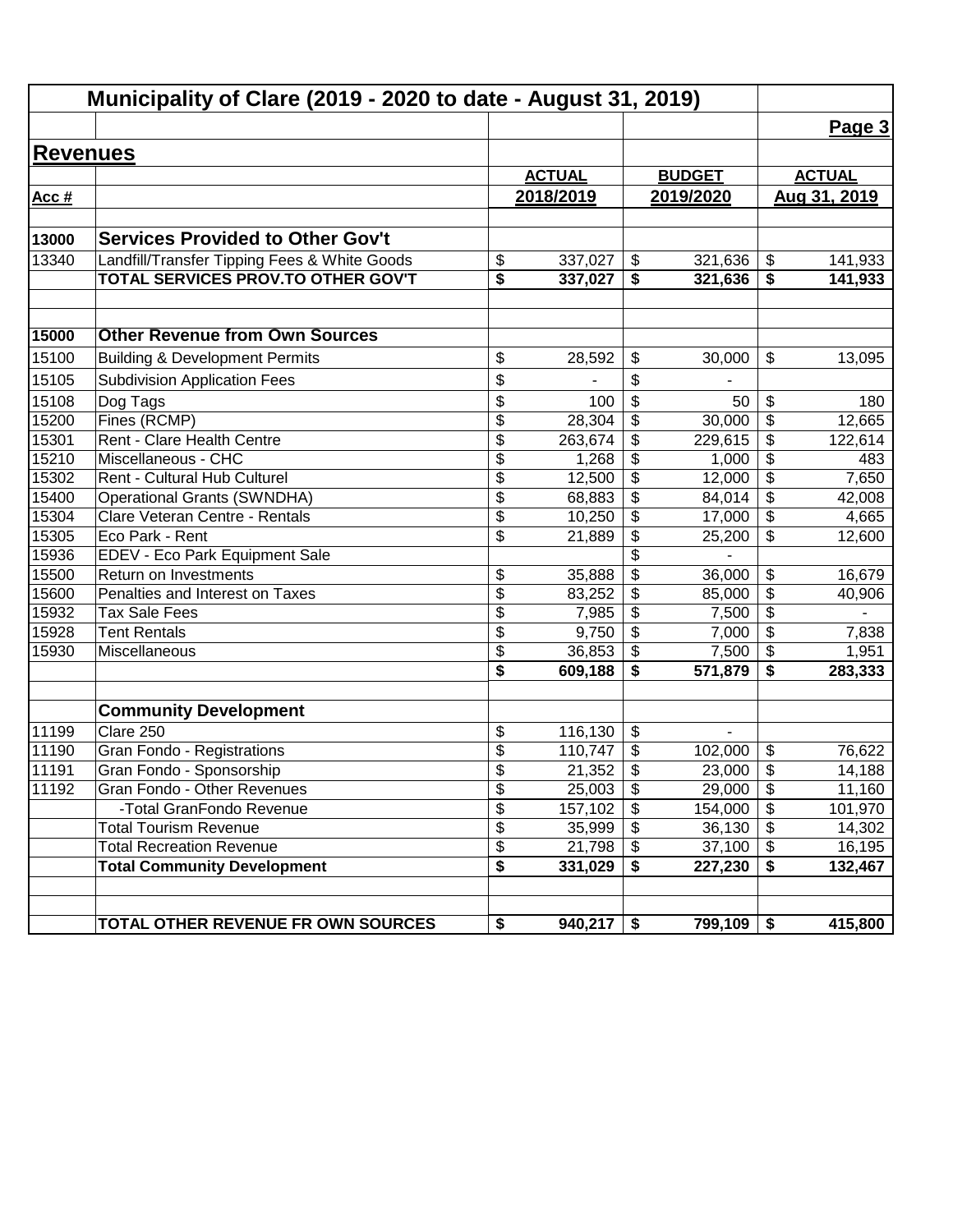# Municipality of Clare (2019 - 2020 to date - August 31, 2019)

## Revenues

| Acc # | | ACTUAL 2018/2019 | BUDGET 2019/2020 | ACTUAL Aug 31, 2019 |
|---|---|---|---|---|
| **13000** | **Services Provided to Other Gov't** | | | |
| 13340 | Landfill/Transfer Tipping Fees & White Goods | $ 337,027 | $ 321,636 | $ 141,933 |
| | **TOTAL SERVICES PROV.TO OTHER GOV'T** | **$ 337,027** | **$ 321,636** | **$ 141,933** |
| | | | | |
| **15000** | **Other Revenue from Own Sources** | | | |
| 15100 | Building & Development Permits | $ 28,592 | $ 30,000 | $ 13,095 |
| 15105 | Subdivision Application Fees | $ - | $ - | |
| 15108 | Dog Tags | $ 100 | $ 50 | $ 180 |
| 15200 | Fines (RCMP) | $ 28,304 | $ 30,000 | $ 12,665 |
| 15301 | Rent - Clare Health Centre | $ 263,674 | $ 229,615 | $ 122,614 |
| 15210 | Miscellaneous - CHC | $ 1,268 | $ 1,000 | $ 483 |
| 15302 | Rent - Cultural Hub Culturel | $ 12,500 | $ 12,000 | $ 7,650 |
| 15400 | Operational Grants (SWNDHA) | $ 68,883 | $ 84,014 | $ 42,008 |
| 15304 | Clare Veteran Centre - Rentals | $ 10,250 | $ 17,000 | $ 4,665 |
| 15305 | Eco Park - Rent | $ 21,889 | $ 25,200 | $ 12,600 |
| 15936 | EDEV - Eco Park Equipment Sale | | $ - | |
| 15500 | Return on Investments | $ 35,888 | $ 36,000 | $ 16,679 |
| 15600 | Penalties and Interest on Taxes | $ 83,252 | $ 85,000 | $ 40,906 |
| 15932 | Tax Sale Fees | $ 7,985 | $ 7,500 | $ - |
| 15928 | Tent Rentals | $ 9,750 | $ 7,000 | $ 7,838 |
| 15930 | Miscellaneous | $ 36,853 | $ 7,500 | $ 1,951 |
| | | **$ 609,188** | **$ 571,879** | **$ 283,333** |
| | | | | |
| | **Community Development** | | | |
| 11199 | Clare 250 | $ 116,130 | $ - | |
| 11190 | Gran Fondo - Registrations | $ 110,747 | $ 102,000 | $ 76,622 |
| 11191 | Gran Fondo - Sponsorship | $ 21,352 | $ 23,000 | $ 14,188 |
| 11192 | Gran Fondo - Other Revenues | $ 25,003 | $ 29,000 | $ 11,160 |
| | -Total GranFondo Revenue | $ 157,102 | $ 154,000 | $ 101,970 |
| | Total Tourism Revenue | $ 35,999 | $ 36,130 | $ 14,302 |
| | Total Recreation Revenue | $ 21,798 | $ 37,100 | $ 16,195 |
| | **Total Community Development** | **$ 331,029** | **$ 227,230** | **$ 132,467** |
| | | | | |
| | **TOTAL OTHER REVENUE FR OWN SOURCES** | **$ 940,217** | **$ 799,109** | **$ 415,800** |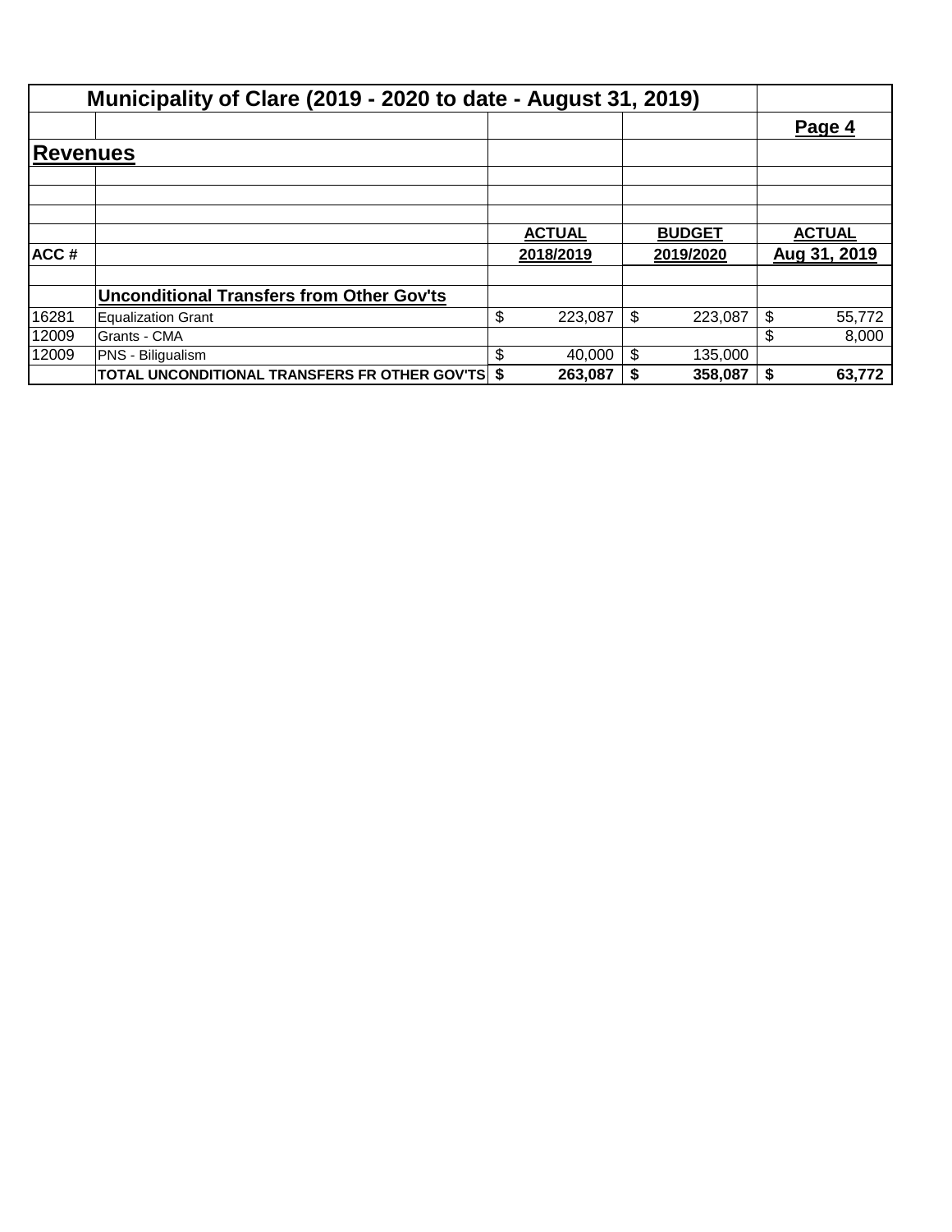# Municipality of Clare (2019 - 2020 to date - August 31, 2019)

**Page 4**

## Revenues

| ACC # | | ACTUAL 2018/2019 | BUDGET 2019/2020 | ACTUAL Aug 31, 2019 |
|---|---|---|---|---|
| | **Unconditional Transfers from Other Gov'ts** | | | |
| 16281 | Equalization Grant | $ 223,087 | $ 223,087 | $ 55,772 |
| 12009 | Grants - CMA | | | $ 8,000 |
| 12009 | PNS - Biligualism | $ 40,000 | $ 135,000 | |
| | **TOTAL UNCONDITIONAL TRANSFERS FR OTHER GOV'TS** | **$ 263,087** | **$ 358,087** | **$ 63,772** |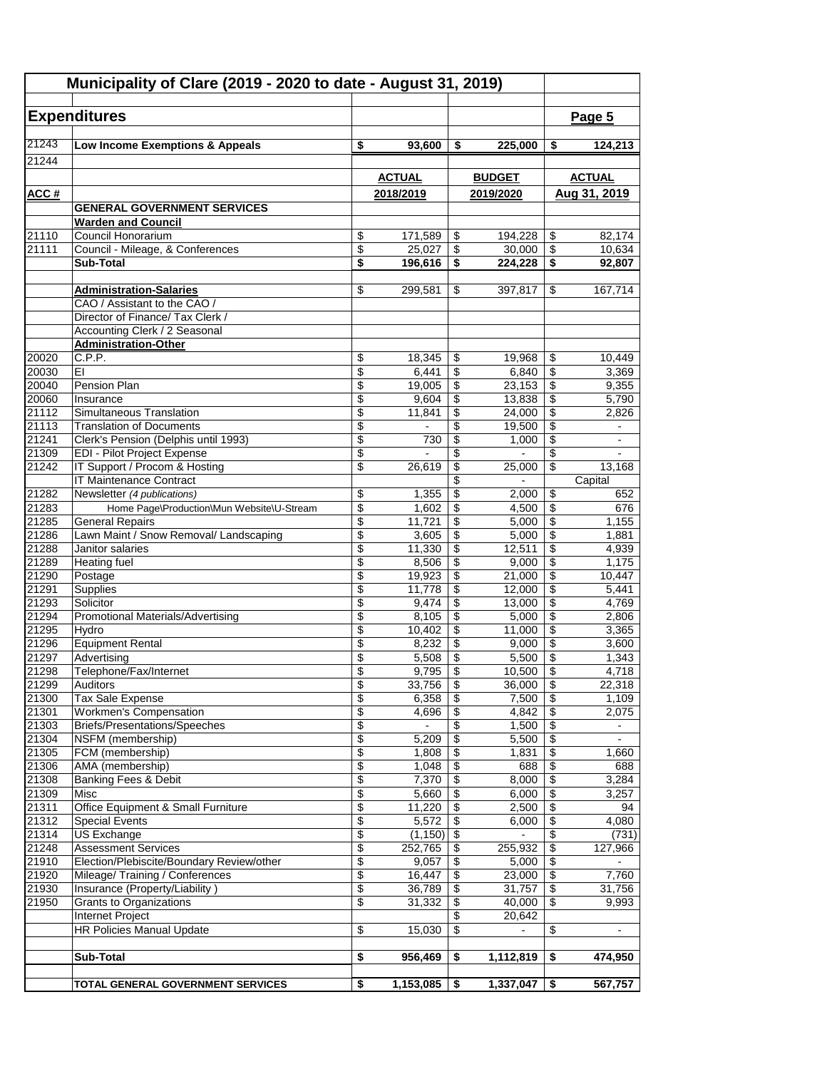# Municipality of Clare (2019 - 2020 to date - August 31, 2019)

## Expenditures

Page 5

| ACC # | | ACTUAL 2018/2019 | BUDGET 2019/2020 | ACTUAL Aug 31, 2019 |
|---|---|---|---|---|
| 21243 | **Low Income Exemptions & Appeals** | **$ 93,600** | **$ 225,000** | **$ 124,213** |
| 21244 | | | | |
| | **GENERAL GOVERNMENT SERVICES** | | | |
| | **Warden and Council** | | | |
| 21110 | Council Honorarium | $ 171,589 | $ 194,228 | $ 82,174 |
| 21111 | Council - Mileage, & Conferences | $ 25,027 | $ 30,000 | $ 10,634 |
| | **Sub-Total** | **$ 196,616** | **$ 224,228** | **$ 92,807** |
| | | | | |
| | **Administration-Salaries** | $ 299,581 | $ 397,817 | $ 167,714 |
| | CAO / Assistant to the CAO / | | | |
| | Director of Finance/ Tax Clerk / | | | |
| | Accounting Clerk / 2 Seasonal | | | |
| | **Administration-Other** | | | |
| 20020 | C.P.P. | $ 18,345 | $ 19,968 | $ 10,449 |
| 20030 | EI | $ 6,441 | $ 6,840 | $ 3,369 |
| 20040 | Pension Plan | $ 19,005 | $ 23,153 | $ 9,355 |
| 20060 | Insurance | $ 9,604 | $ 13,838 | $ 5,790 |
| 21112 | Simultaneous Translation | $ 11,841 | $ 24,000 | $ 2,826 |
| 21113 | Translation of Documents | $ - | $ 19,500 | $ - |
| 21241 | Clerk's Pension (Delphis until 1993) | $ 730 | $ 1,000 | $ - |
| 21309 | EDI - Pilot Project Expense | $ - | $ - | $ - |
| 21242 | IT Support / Procom & Hosting | $ 26,619 | $ 25,000 | $ 13,168 |
| | IT Maintenance Contract | | $ - | Capital |
| 21282 | Newsletter *(4 publications)* | $ 1,355 | $ 2,000 | $ 652 |
| 21283 | Home Page\Production\Mun Website\U-Stream | $ 1,602 | $ 4,500 | $ 676 |
| 21285 | General Repairs | $ 11,721 | $ 5,000 | $ 1,155 |
| 21286 | Lawn Maint / Snow Removal/ Landscaping | $ 3,605 | $ 5,000 | $ 1,881 |
| 21288 | Janitor salaries | $ 11,330 | $ 12,511 | $ 4,939 |
| 21289 | Heating fuel | $ 8,506 | $ 9,000 | $ 1,175 |
| 21290 | Postage | $ 19,923 | $ 21,000 | $ 10,447 |
| 21291 | Supplies | $ 11,778 | $ 12,000 | $ 5,441 |
| 21293 | Solicitor | $ 9,474 | $ 13,000 | $ 4,769 |
| 21294 | Promotional Materials/Advertising | $ 8,105 | $ 5,000 | $ 2,806 |
| 21295 | Hydro | $ 10,402 | $ 11,000 | $ 3,365 |
| 21296 | Equipment Rental | $ 8,232 | $ 9,000 | $ 3,600 |
| 21297 | Advertising | $ 5,508 | $ 5,500 | $ 1,343 |
| 21298 | Telephone/Fax/Internet | $ 9,795 | $ 10,500 | $ 4,718 |
| 21299 | Auditors | $ 33,756 | $ 36,000 | $ 22,318 |
| 21300 | Tax Sale Expense | $ 6,358 | $ 7,500 | $ 1,109 |
| 21301 | Workmen's Compensation | $ 4,696 | $ 4,842 | $ 2,075 |
| 21303 | Briefs/Presentations/Speeches | $ - | $ 1,500 | $ - |
| 21304 | NSFM (membership) | $ 5,209 | $ 5,500 | $ - |
| 21305 | FCM (membership) | $ 1,808 | $ 1,831 | $ 1,660 |
| 21306 | AMA (membership) | $ 1,048 | $ 688 | $ 688 |
| 21308 | Banking Fees & Debit | $ 7,370 | $ 8,000 | $ 3,284 |
| 21309 | Misc | $ 5,660 | $ 6,000 | $ 3,257 |
| 21311 | Office Equipment & Small Furniture | $ 11,220 | $ 2,500 | $ 94 |
| 21312 | Special Events | $ 5,572 | $ 6,000 | $ 4,080 |
| 21314 | US Exchange | $ (1,150) | $ - | $ (731) |
| 21248 | Assessment Services | $ 252,765 | $ 255,932 | $ 127,966 |
| 21910 | Election/Plebiscite/Boundary Review/other | $ 9,057 | $ 5,000 | $ - |
| 21920 | Mileage/ Training / Conferences | $ 16,447 | $ 23,000 | $ 7,760 |
| 21930 | Insurance (Property/Liability ) | $ 36,789 | $ 31,757 | $ 31,756 |
| 21950 | Grants to Organizations | $ 31,332 | $ 40,000 | $ 9,993 |
| | Internet Project | | $ 20,642 | |
| | HR Policies Manual Update | $ 15,030 | $ - | $ - |
| | | | | |
| | **Sub-Total** | **$ 956,469** | **$ 1,112,819** | **$ 474,950** |
| | | | | |
| | **TOTAL GENERAL GOVERNMENT SERVICES** | **$ 1,153,085** | **$ 1,337,047** | **$ 567,757** |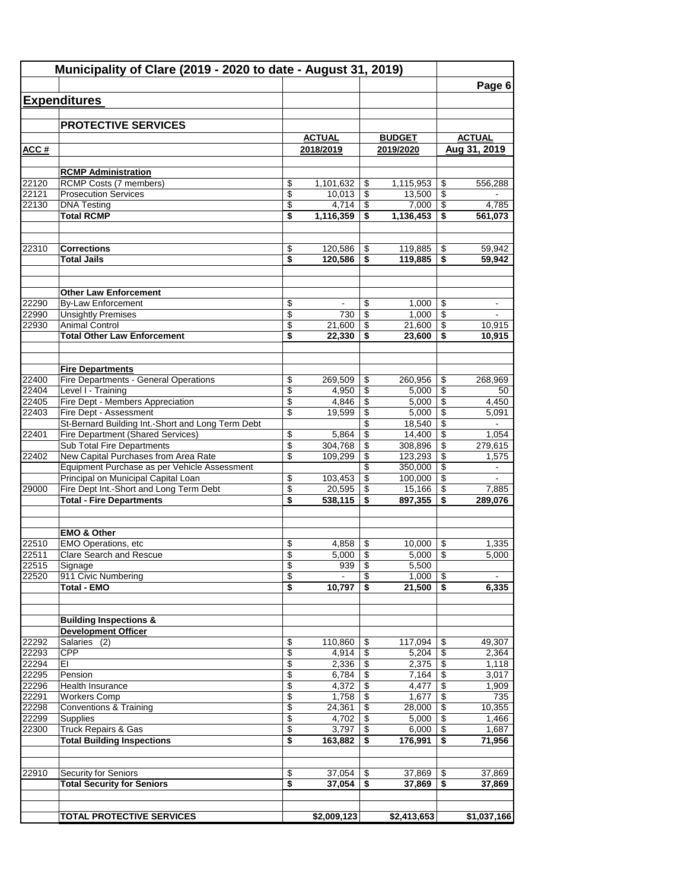# Municipality of Clare (2019 - 2020 to date - August 31, 2019)

## Expenditures

### PROTECTIVE SERVICES

| ACC # | | ACTUAL 2018/2019 | BUDGET 2019/2020 | ACTUAL Aug 31, 2019 |
|---|---|---|---|---|
| | **RCMP Administration** | | | |
| 22120 | RCMP Costs (7 members) | $ 1,101,632 | $ 1,115,953 | $ 556,288 |
| 22121 | Prosecution Services | $ 10,013 | $ 13,500 | $ - |
| 22130 | DNA Testing | $ 4,714 | $ 7,000 | $ 4,785 |
| | **Total RCMP** | **$ 1,116,359** | **$ 1,136,453** | **$ 561,073** |
| | | | | |
| 22310 | **Corrections** | $ 120,586 | $ 119,885 | $ 59,942 |
| | **Total Jails** | **$ 120,586** | **$ 119,885** | **$ 59,942** |
| | | | | |
| | **Other Law Enforcement** | | | |
| 22290 | By-Law Enforcement | $ - | $ 1,000 | $ - |
| 22990 | Unsightly Premises | $ 730 | $ 1,000 | $ - |
| 22930 | Animal Control | $ 21,600 | $ 21,600 | $ 10,915 |
| | **Total Other Law Enforcement** | **$ 22,330** | **$ 23,600** | **$ 10,915** |
| | | | | |
| | **Fire Departments** | | | |
| 22400 | Fire Departments - General Operations | $ 269,509 | $ 260,956 | $ 268,969 |
| 22404 | Level I - Training | $ 4,950 | $ 5,000 | $ 50 |
| 22405 | Fire Dept - Members Appreciation | $ 4,846 | $ 5,000 | $ 4,450 |
| 22403 | Fire Dept - Assessment | $ 19,599 | $ 5,000 | $ 5,091 |
| | St-Bernard Building Int.-Short and Long Term Debt | | $ 18,540 | $ - |
| 22401 | Fire Department (Shared Services) | $ 5,864 | $ 14,400 | $ 1,054 |
| | Sub Total Fire Departments | $ 304,768 | $ 308,896 | $ 279,615 |
| 22402 | New Capital Purchases from Area Rate | $ 109,299 | $ 123,293 | $ 1,575 |
| | Equipment Purchase as per Vehicle Assessment | | $ 350,000 | $ - |
| | Principal on Municipal Capital Loan | $ 103,453 | $ 100,000 | $ - |
| 29000 | Fire Dept Int.-Short and Long Term Debt | $ 20,595 | $ 15,166 | $ 7,885 |
| | **Total - Fire Departments** | **$ 538,115** | **$ 897,355** | **$ 289,076** |
| | | | | |
| | **EMO & Other** | | | |
| 22510 | EMO Operations, etc | $ 4,858 | $ 10,000 | $ 1,335 |
| 22511 | Clare Search and Rescue | $ 5,000 | $ 5,000 | $ 5,000 |
| 22515 | Signage | $ 939 | $ 5,500 | |
| 22520 | 911 Civic Numbering | $ - | $ 1,000 | $ - |
| | **Total - EMO** | **$ 10,797** | **$ 21,500** | **$ 6,335** |
| | | | | |
| | **Building Inspections & Development Officer** | | | |
| 22292 | Salaries (2) | $ 110,860 | $ 117,094 | $ 49,307 |
| 22293 | CPP | $ 4,914 | $ 5,204 | $ 2,364 |
| 22294 | EI | $ 2,336 | $ 2,375 | $ 1,118 |
| 22295 | Pension | $ 6,784 | $ 7,164 | $ 3,017 |
| 22296 | Health Insurance | $ 4,372 | $ 4,477 | $ 1,909 |
| 22291 | Workers Comp | $ 1,758 | $ 1,677 | $ 735 |
| 22298 | Conventions & Training | $ 24,361 | $ 28,000 | $ 10,355 |
| 22299 | Supplies | $ 4,702 | $ 5,000 | $ 1,466 |
| 22300 | Truck Repairs & Gas | $ 3,797 | $ 6,000 | $ 1,687 |
| | **Total Building Inspections** | **$ 163,882** | **$ 176,991** | **$ 71,956** |
| | | | | |
| 22910 | Security for Seniors | $ 37,054 | $ 37,869 | $ 37,869 |
| | **Total Security for Seniors** | **$ 37,054** | **$ 37,869** | **$ 37,869** |
| | | | | |
| | **TOTAL PROTECTIVE SERVICES** | **$2,009,123** | **$2,413,653** | **$1,037,166** |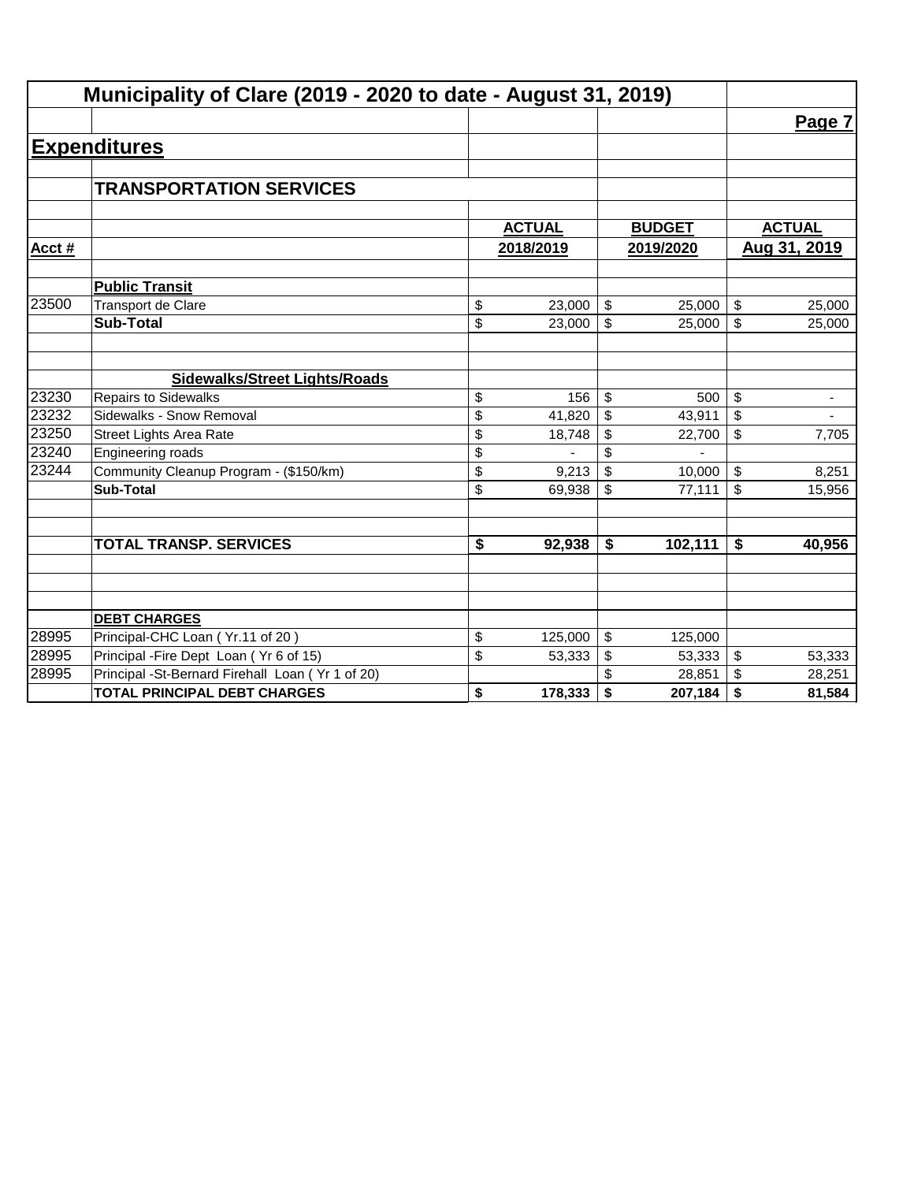# Municipality of Clare (2019 - 2020 to date - August 31, 2019)

Page 7

## Expenditures

### TRANSPORTATION SERVICES

| Acct # | | ACTUAL 2018/2019 | BUDGET 2019/2020 | ACTUAL Aug 31, 2019 |
|---|---|---|---|---|
| | **Public Transit** | | | |
| 23500 | Transport de Clare | $ 23,000 | $ 25,000 | $ 25,000 |
| | **Sub-Total** | $ 23,000 | $ 25,000 | $ 25,000 |
| | | | | |
| | **Sidewalks/Street Lights/Roads** | | | |
| 23230 | Repairs to Sidewalks | $ 156 | $ 500 | $ - |
| 23232 | Sidewalks - Snow Removal | $ 41,820 | $ 43,911 | $ - |
| 23250 | Street Lights Area Rate | $ 18,748 | $ 22,700 | $ 7,705 |
| 23240 | Engineering roads | $ - | $ - | |
| 23244 | Community Cleanup Program - ($150/km) | $ 9,213 | $ 10,000 | $ 8,251 |
| | **Sub-Total** | $ 69,938 | $ 77,111 | $ 15,956 |
| | | | | |
| | **TOTAL TRANSP. SERVICES** | **$ 92,938** | **$ 102,111** | **$ 40,956** |
| | | | | |
| | **DEBT CHARGES** | | | |
| 28995 | Principal-CHC Loan ( Yr.11 of 20 ) | $ 125,000 | $ 125,000 | |
| 28995 | Principal -Fire Dept Loan ( Yr 6 of 15) | $ 53,333 | $ 53,333 | $ 53,333 |
| 28995 | Principal -St-Bernard Firehall Loan ( Yr 1 of 20) | | $ 28,851 | $ 28,251 |
| | **TOTAL PRINCIPAL DEBT CHARGES** | **$ 178,333** | **$ 207,184** | **$ 81,584** |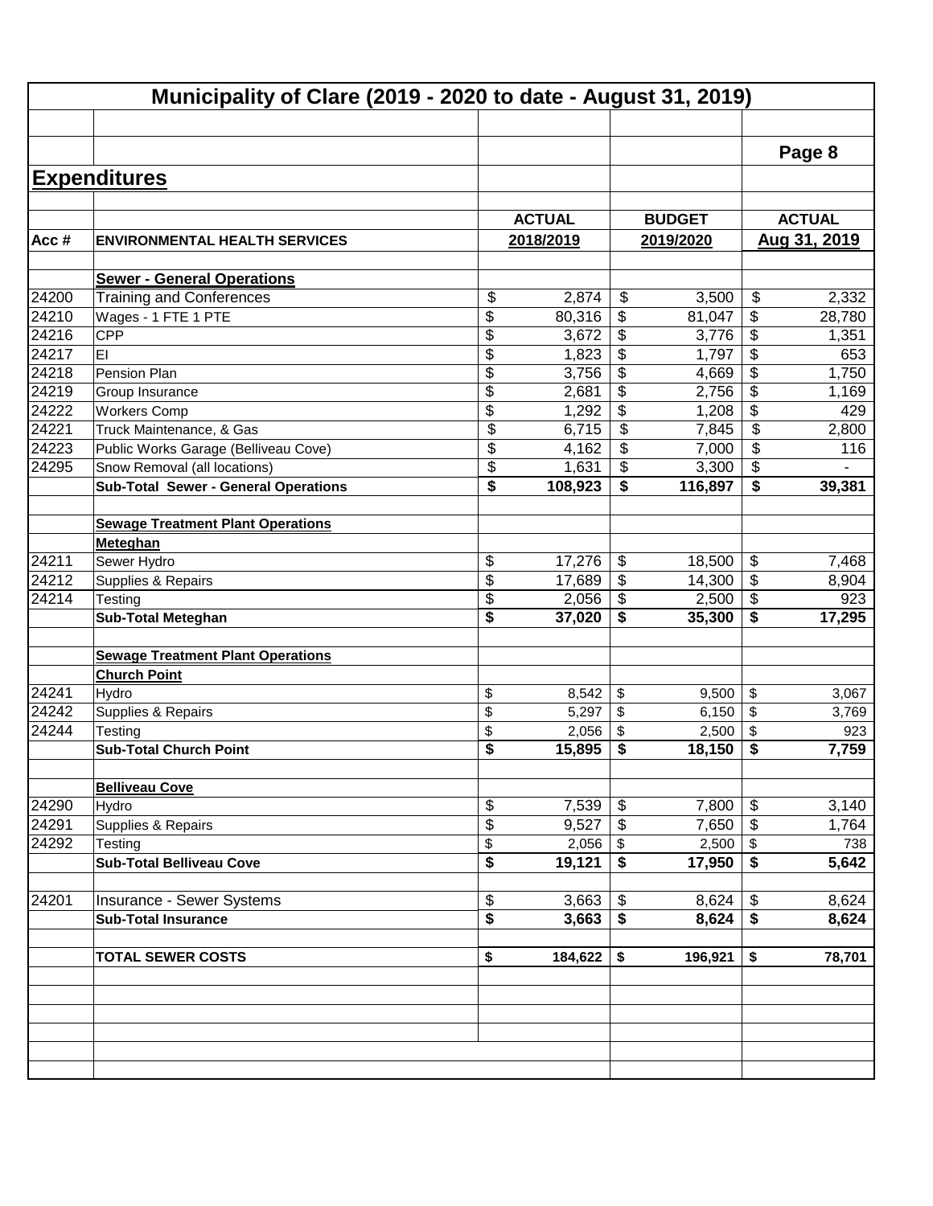# Municipality of Clare (2019 - 2020 to date - August 31, 2019)

Page 8

## Expenditures

| Acc # | ENVIRONMENTAL HEALTH SERVICES | ACTUAL 2018/2019 | BUDGET 2019/2020 | ACTUAL Aug 31, 2019 |
|---|---|---|---|---|
| | **Sewer - General Operations** | | | |
| 24200 | Training and Conferences | $ 2,874 | $ 3,500 | $ 2,332 |
| 24210 | Wages - 1 FTE 1 PTE | $ 80,316 | $ 81,047 | $ 28,780 |
| 24216 | CPP | $ 3,672 | $ 3,776 | $ 1,351 |
| 24217 | EI | $ 1,823 | $ 1,797 | $ 653 |
| 24218 | Pension Plan | $ 3,756 | $ 4,669 | $ 1,750 |
| 24219 | Group Insurance | $ 2,681 | $ 2,756 | $ 1,169 |
| 24222 | Workers Comp | $ 1,292 | $ 1,208 | $ 429 |
| 24221 | Truck Maintenance, & Gas | $ 6,715 | $ 7,845 | $ 2,800 |
| 24223 | Public Works Garage (Belliveau Cove) | $ 4,162 | $ 7,000 | $ 116 |
| 24295 | Snow Removal (all locations) | $ 1,631 | $ 3,300 | $ - |
| | **Sub-Total Sewer - General Operations** | **$ 108,923** | **$ 116,897** | **$ 39,381** |
| | **Sewage Treatment Plant Operations** | | | |
| | **Meteghan** | | | |
| 24211 | Sewer Hydro | $ 17,276 | $ 18,500 | $ 7,468 |
| 24212 | Supplies & Repairs | $ 17,689 | $ 14,300 | $ 8,904 |
| 24214 | Testing | $ 2,056 | $ 2,500 | $ 923 |
| | **Sub-Total Meteghan** | **$ 37,020** | **$ 35,300** | **$ 17,295** |
| | **Sewage Treatment Plant Operations** | | | |
| | **Church Point** | | | |
| 24241 | Hydro | $ 8,542 | $ 9,500 | $ 3,067 |
| 24242 | Supplies & Repairs | $ 5,297 | $ 6,150 | $ 3,769 |
| 24244 | Testing | $ 2,056 | $ 2,500 | $ 923 |
| | **Sub-Total Church Point** | **$ 15,895** | **$ 18,150** | **$ 7,759** |
| | **Belliveau Cove** | | | |
| 24290 | Hydro | $ 7,539 | $ 7,800 | $ 3,140 |
| 24291 | Supplies & Repairs | $ 9,527 | $ 7,650 | $ 1,764 |
| 24292 | Testing | $ 2,056 | $ 2,500 | $ 738 |
| | **Sub-Total Belliveau Cove** | **$ 19,121** | **$ 17,950** | **$ 5,642** |
| 24201 | Insurance - Sewer Systems | $ 3,663 | $ 8,624 | $ 8,624 |
| | **Sub-Total Insurance** | **$ 3,663** | **$ 8,624** | **$ 8,624** |
| | **TOTAL SEWER COSTS** | **$ 184,622** | **$ 196,921** | **$ 78,701** |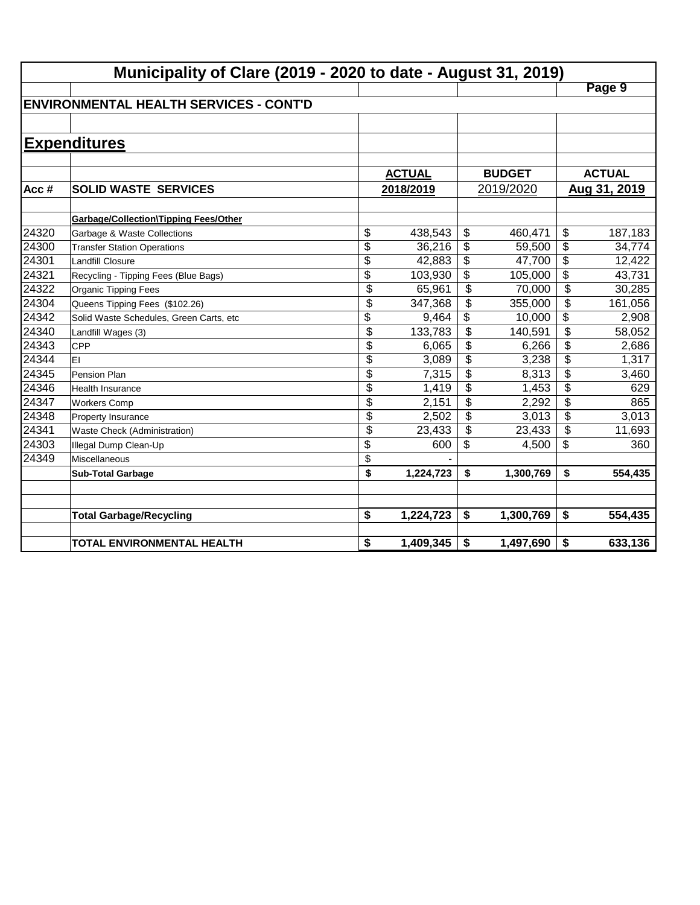# Municipality of Clare (2019 - 2020 to date - August 31, 2019)

## ENVIRONMENTAL HEALTH SERVICES - CONT'D

## Expenditures

| Acc # | SOLID WASTE SERVICES | ACTUAL 2018/2019 | BUDGET 2019/2020 | ACTUAL Aug 31, 2019 |
|---|---|---|---|---|
| | **Garbage/Collection\Tipping Fees/Other** | | | |
| 24320 | Garbage & Waste Collections | $ 438,543 | $ 460,471 | $ 187,183 |
| 24300 | Transfer Station Operations | $ 36,216 | $ 59,500 | $ 34,774 |
| 24301 | Landfill Closure | $ 42,883 | $ 47,700 | $ 12,422 |
| 24321 | Recycling - Tipping Fees (Blue Bags) | $ 103,930 | $ 105,000 | $ 43,731 |
| 24322 | Organic Tipping Fees | $ 65,961 | $ 70,000 | $ 30,285 |
| 24304 | Queens Tipping Fees ($102.26) | $ 347,368 | $ 355,000 | $ 161,056 |
| 24342 | Solid Waste Schedules, Green Carts, etc | $ 9,464 | $ 10,000 | $ 2,908 |
| 24340 | Landfill Wages (3) | $ 133,783 | $ 140,591 | $ 58,052 |
| 24343 | CPP | $ 6,065 | $ 6,266 | $ 2,686 |
| 24344 | EI | $ 3,089 | $ 3,238 | $ 1,317 |
| 24345 | Pension Plan | $ 7,315 | $ 8,313 | $ 3,460 |
| 24346 | Health Insurance | $ 1,419 | $ 1,453 | $ 629 |
| 24347 | Workers Comp | $ 2,151 | $ 2,292 | $ 865 |
| 24348 | Property Insurance | $ 2,502 | $ 3,013 | $ 3,013 |
| 24341 | Waste Check (Administration) | $ 23,433 | $ 23,433 | $ 11,693 |
| 24303 | Illegal Dump Clean-Up | $ 600 | $ 4,500 | $ 360 |
| 24349 | Miscellaneous | $ - | | |
| | **Sub-Total Garbage** | **$ 1,224,723** | **$ 1,300,769** | **$ 554,435** |
| | | | | |
| | **Total Garbage/Recycling** | **$ 1,224,723** | **$ 1,300,769** | **$ 554,435** |
| | | | | |
| | **TOTAL ENVIRONMENTAL HEALTH** | **$ 1,409,345** | **$ 1,497,690** | **$ 633,136** |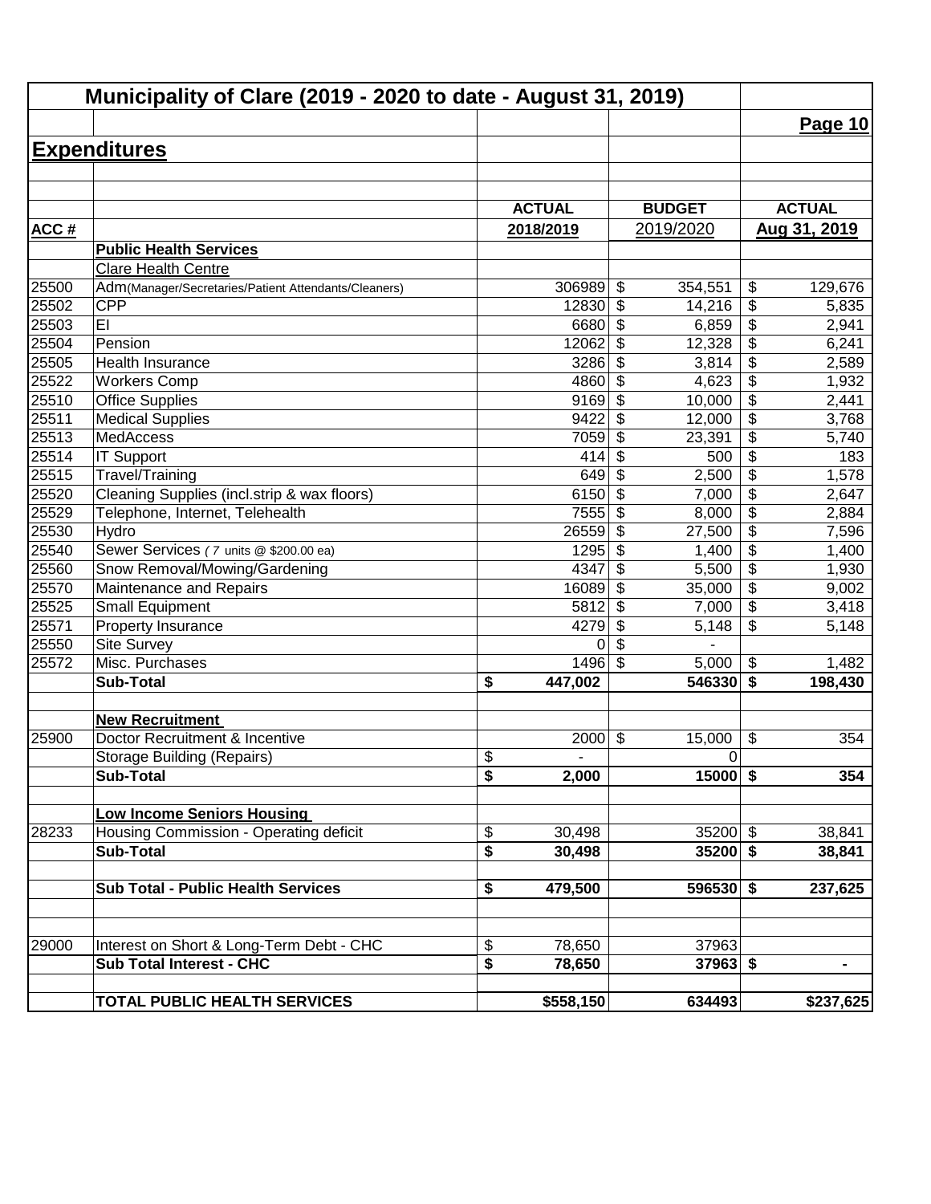# Municipality of Clare (2019 - 2020 to date - August 31, 2019)

## Expenditures

| ACC # | | ACTUAL 2018/2019 | BUDGET 2019/2020 | ACTUAL Aug 31, 2019 |
|---|---|---|---|---|
| | **Public Health Services** | | | |
| | Clare Health Centre | | | |
| 25500 | Adm(Manager/Secretaries/Patient Attendants/Cleaners) | 306989 | $ 354,551 | $ 129,676 |
| 25502 | CPP | 12830 | $ 14,216 | $ 5,835 |
| 25503 | EI | 6680 | $ 6,859 | $ 2,941 |
| 25504 | Pension | 12062 | $ 12,328 | $ 6,241 |
| 25505 | Health Insurance | 3286 | $ 3,814 | $ 2,589 |
| 25522 | Workers Comp | 4860 | $ 4,623 | $ 1,932 |
| 25510 | Office Supplies | 9169 | $ 10,000 | $ 2,441 |
| 25511 | Medical Supplies | 9422 | $ 12,000 | $ 3,768 |
| 25513 | MedAccess | 7059 | $ 23,391 | $ 5,740 |
| 25514 | IT Support | 414 | $ 500 | $ 183 |
| 25515 | Travel/Training | 649 | $ 2,500 | $ 1,578 |
| 25520 | Cleaning Supplies (incl.strip & wax floors) | 6150 | $ 7,000 | $ 2,647 |
| 25529 | Telephone, Internet, Telehealth | 7555 | $ 8,000 | $ 2,884 |
| 25530 | Hydro | 26559 | $ 27,500 | $ 7,596 |
| 25540 | Sewer Services ( 7 units @ $200.00 ea) | 1295 | $ 1,400 | $ 1,400 |
| 25560 | Snow Removal/Mowing/Gardening | 4347 | $ 5,500 | $ 1,930 |
| 25570 | Maintenance and Repairs | 16089 | $ 35,000 | $ 9,002 |
| 25525 | Small Equipment | 5812 | $ 7,000 | $ 3,418 |
| 25571 | Property Insurance | 4279 | $ 5,148 | $ 5,148 |
| 25550 | Site Survey | 0 | $ - | |
| 25572 | Misc. Purchases | 1496 | $ 5,000 | $ 1,482 |
| | **Sub-Total** | **$ 447,002** | **546330** | **$ 198,430** |
| | | | | |
| | **New Recruitment** | | | |
| 25900 | Doctor Recruitment & Incentive | 2000 | $ 15,000 | $ 354 |
| | Storage Building (Repairs) | $ - | 0 | |
| | **Sub-Total** | **$ 2,000** | **15000** | **$ 354** |
| | | | | |
| | **Low Income Seniors Housing** | | | |
| 28233 | Housing Commission - Operating deficit | $ 30,498 | 35200 | $ 38,841 |
| | **Sub-Total** | **$ 30,498** | **35200** | **$ 38,841** |
| | | | | |
| | **Sub Total - Public Health Services** | **$ 479,500** | **596530** | **$ 237,625** |
| | | | | |
| 29000 | Interest on Short & Long-Term Debt - CHC | $ 78,650 | 37963 | |
| | **Sub Total Interest - CHC** | **$ 78,650** | **37963** | **$ -** |
| | | | | |
| | **TOTAL PUBLIC HEALTH SERVICES** | **$558,150** | **634493** | **$237,625** |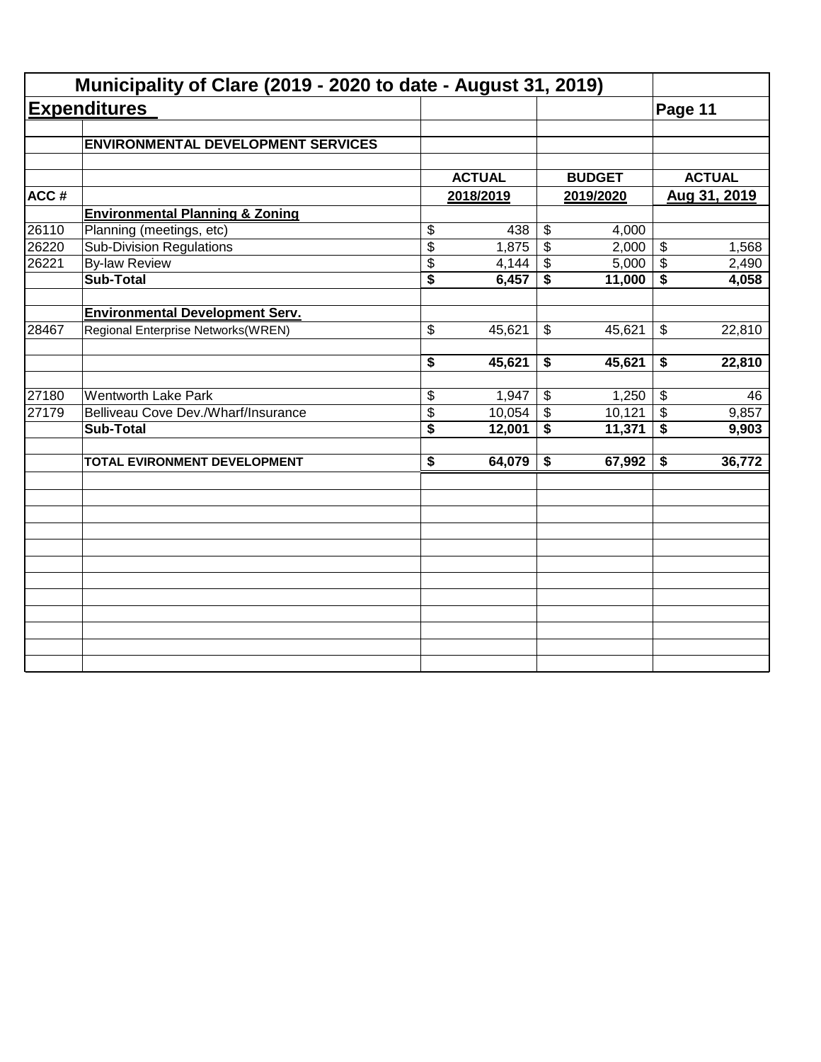# Municipality of Clare (2019 - 2020 to date - August 31, 2019)

## Expenditures

**ENVIRONMENTAL DEVELOPMENT SERVICES**

| ACC # | | ACTUAL 2018/2019 | BUDGET 2019/2020 | ACTUAL Aug 31, 2019 |
|---|---|---|---|---|
| | **Environmental Planning & Zoning** | | | |
| 26110 | Planning (meetings, etc) | $ 438 | $ 4,000 | |
| 26220 | Sub-Division Regulations | $ 1,875 | $ 2,000 | $ 1,568 |
| 26221 | By-law Review | $ 4,144 | $ 5,000 | $ 2,490 |
| | **Sub-Total** | **$ 6,457** | **$ 11,000** | **$ 4,058** |
| | **Environmental Development Serv.** | | | |
| 28467 | Regional Enterprise Networks(WREN) | $ 45,621 | $ 45,621 | $ 22,810 |
| | | **$ 45,621** | **$ 45,621** | **$ 22,810** |
| 27180 | Wentworth Lake Park | $ 1,947 | $ 1,250 | $ 46 |
| 27179 | Belliveau Cove Dev./Wharf/Insurance | $ 10,054 | $ 10,121 | $ 9,857 |
| | **Sub-Total** | **$ 12,001** | **$ 11,371** | **$ 9,903** |
| | **TOTAL EVIRONMENT DEVELOPMENT** | **$ 64,079** | **$ 67,992** | **$ 36,772** |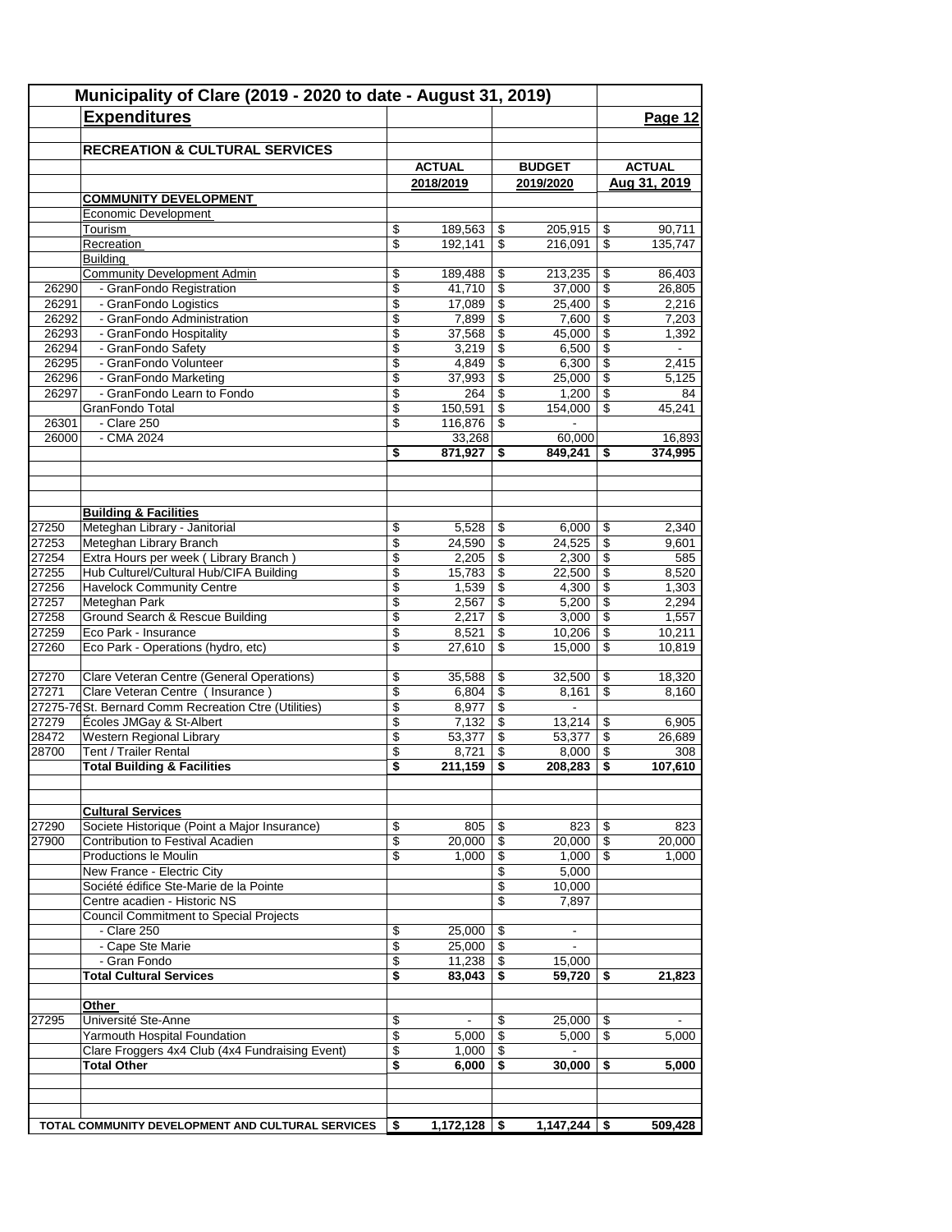# Municipality of Clare (2019 - 2020 to date - August 31, 2019)

## Expenditures

Page 12

### RECREATION & CULTURAL SERVICES

| Code | Description | ACTUAL 2018/2019 | BUDGET 2019/2020 | ACTUAL Aug 31, 2019 |
|---|---|---|---|---|
| | **COMMUNITY DEVELOPMENT** | | | |
| | Economic Development | | | |
| | Tourism | $ 189,563 | $ 205,915 | $ 90,711 |
| | Recreation | $ 192,141 | $ 216,091 | $ 135,747 |
| | Building | | | |
| | Community Development Admin | $ 189,488 | $ 213,235 | $ 86,403 |
| 26290 | - GranFondo Registration | $ 41,710 | $ 37,000 | $ 26,805 |
| 26291 | - GranFondo Logistics | $ 17,089 | $ 25,400 | $ 2,216 |
| 26292 | - GranFondo Administration | $ 7,899 | $ 7,600 | $ 7,203 |
| 26293 | - GranFondo Hospitality | $ 37,568 | $ 45,000 | $ 1,392 |
| 26294 | - GranFondo Safety | $ 3,219 | $ 6,500 | $ - |
| 26295 | - GranFondo Volunteer | $ 4,849 | $ 6,300 | $ 2,415 |
| 26296 | - GranFondo Marketing | $ 37,993 | $ 25,000 | $ 5,125 |
| 26297 | - GranFondo Learn to Fondo | $ 264 | $ 1,200 | $ 84 |
| | GranFondo Total | $ 150,591 | $ 154,000 | $ 45,241 |
| 26301 | - Clare 250 | $ 116,876 | $ - | |
| 26000 | - CMA 2024 | 33,268 | 60,000 | 16,893 |
| | | **$ 871,927** | **$ 849,241** | **$ 374,995** |
| | **Building & Facilities** | | | |
| 27250 | Meteghan Library - Janitorial | $ 5,528 | $ 6,000 | $ 2,340 |
| 27253 | Meteghan Library Branch | $ 24,590 | $ 24,525 | $ 9,601 |
| 27254 | Extra Hours per week ( Library Branch ) | $ 2,205 | $ 2,300 | $ 585 |
| 27255 | Hub Culturel/Cultural Hub/CIFA Building | $ 15,783 | $ 22,500 | $ 8,520 |
| 27256 | Havelock Community Centre | $ 1,539 | $ 4,300 | $ 1,303 |
| 27257 | Meteghan Park | $ 2,567 | $ 5,200 | $ 2,294 |
| 27258 | Ground Search & Rescue Building | $ 2,217 | $ 3,000 | $ 1,557 |
| 27259 | Eco Park - Insurance | $ 8,521 | $ 10,206 | $ 10,211 |
| 27260 | Eco Park - Operations (hydro, etc) | $ 27,610 | $ 15,000 | $ 10,819 |
| 27270 | Clare Veteran Centre (General Operations) | $ 35,588 | $ 32,500 | $ 18,320 |
| 27271 | Clare Veteran Centre ( Insurance ) | $ 6,804 | $ 8,161 | $ 8,160 |
| 27275-76 | St. Bernard Comm Recreation Ctre (Utilities) | $ 8,977 | $ - | |
| 27279 | Écoles JMGay & St-Albert | $ 7,132 | $ 13,214 | $ 6,905 |
| 28472 | Western Regional Library | $ 53,377 | $ 53,377 | $ 26,689 |
| 28700 | Tent / Trailer Rental | $ 8,721 | $ 8,000 | $ 308 |
| | **Total Building & Facilities** | **$ 211,159** | **$ 208,283** | **$ 107,610** |
| | **Cultural Services** | | | |
| 27290 | Societe Historique (Point a Major Insurance) | $ 805 | $ 823 | $ 823 |
| 27900 | Contribution to Festival Acadien | $ 20,000 | $ 20,000 | $ 20,000 |
| | Productions le Moulin | $ 1,000 | $ 1,000 | $ 1,000 |
| | New France - Electric City | | $ 5,000 | |
| | Société édifice Ste-Marie de la Pointe | | $ 10,000 | |
| | Centre acadien - Historic NS | | $ 7,897 | |
| | Council Commitment to Special Projects | | | |
| | - Clare 250 | $ 25,000 | $ - | |
| | - Cape Ste Marie | $ 25,000 | $ - | |
| | - Gran Fondo | $ 11,238 | $ 15,000 | |
| | **Total Cultural Services** | **$ 83,043** | **$ 59,720** | **$ 21,823** |
| | **Other** | | | |
| 27295 | Université Ste-Anne | $ - | $ 25,000 | $ - |
| | Yarmouth Hospital Foundation | $ 5,000 | $ 5,000 | $ 5,000 |
| | Clare Froggers 4x4 Club (4x4 Fundraising Event) | $ 1,000 | $ - | |
| | **Total Other** | **$ 6,000** | **$ 30,000** | **$ 5,000** |
| | **TOTAL COMMUNITY DEVELOPMENT AND CULTURAL SERVICES** | **$ 1,172,128** | **$ 1,147,244** | **$ 509,428** |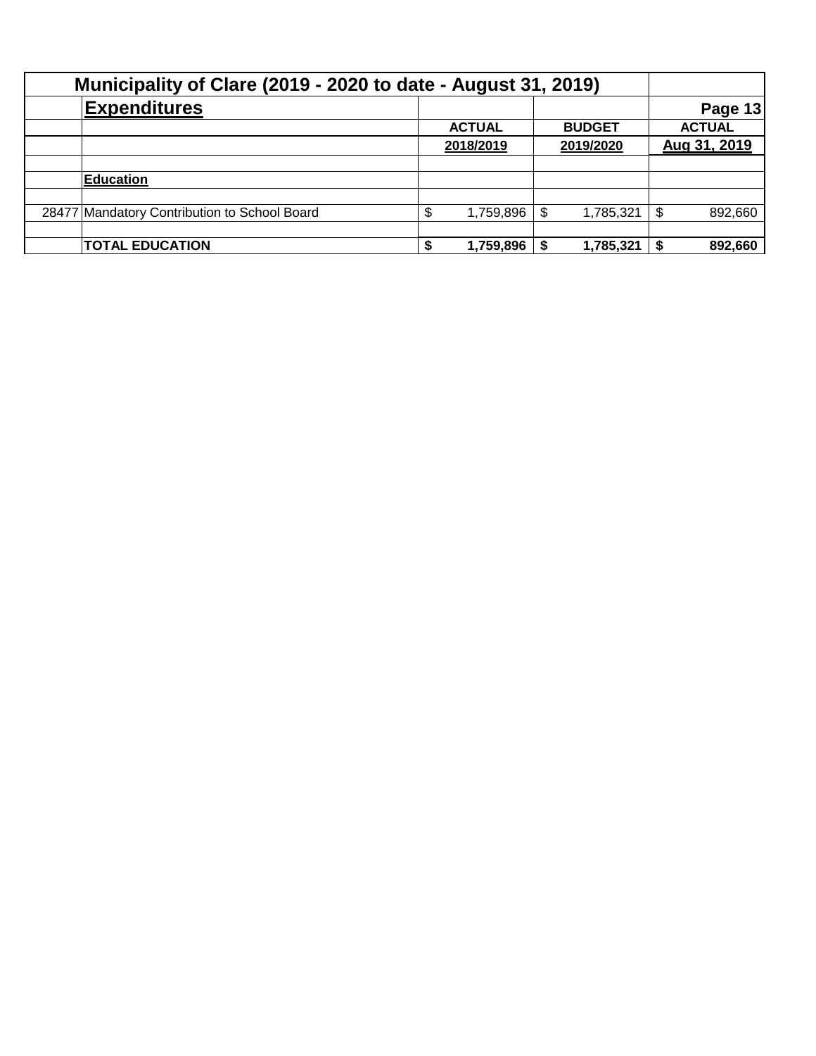# Municipality of Clare (2019 - 2020 to date - August 31, 2019)

## Expenditures

| | | ACTUAL 2018/2019 | BUDGET 2019/2020 | ACTUAL Aug 31, 2019 |
|---|---|---|---|---|
| | **Education** | | | |
| 28477 | Mandatory Contribution to School Board | $ 1,759,896 | $ 1,785,321 | $ 892,660 |
| | **TOTAL EDUCATION** | **$ 1,759,896** | **$ 1,785,321** | **$ 892,660** |